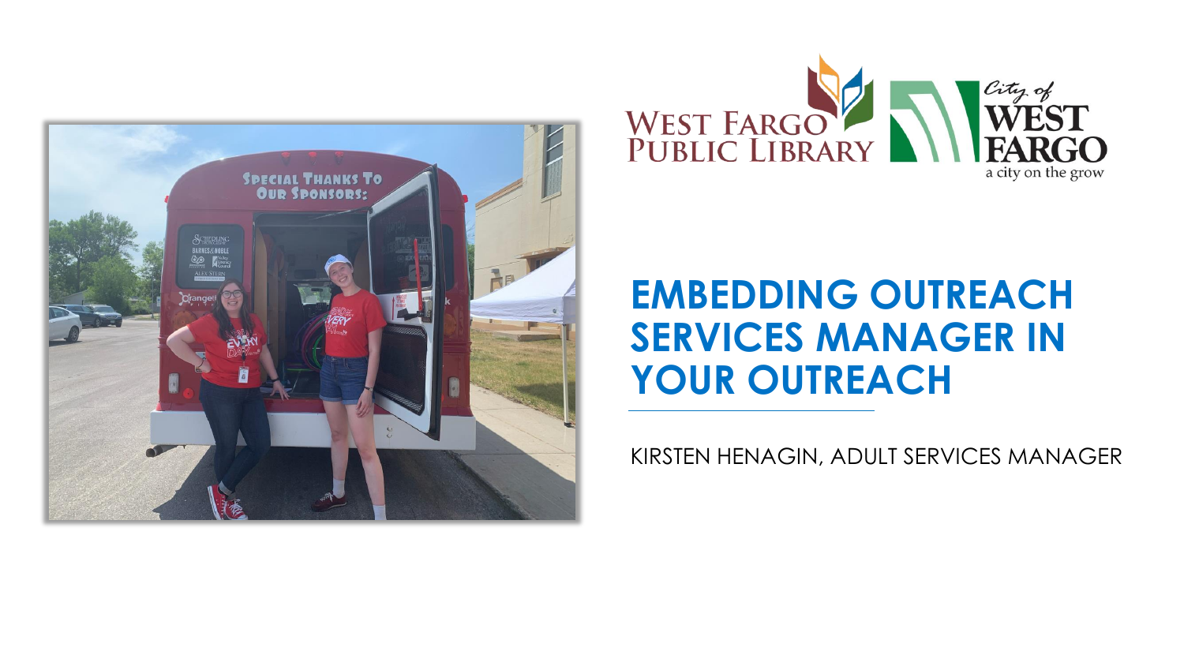# EMBEDDING OUTREACH SERVICES MANAGER IN YOUR OUTREACH

KIRSTEN HENAGIN, ADULT SERVICES MANAGER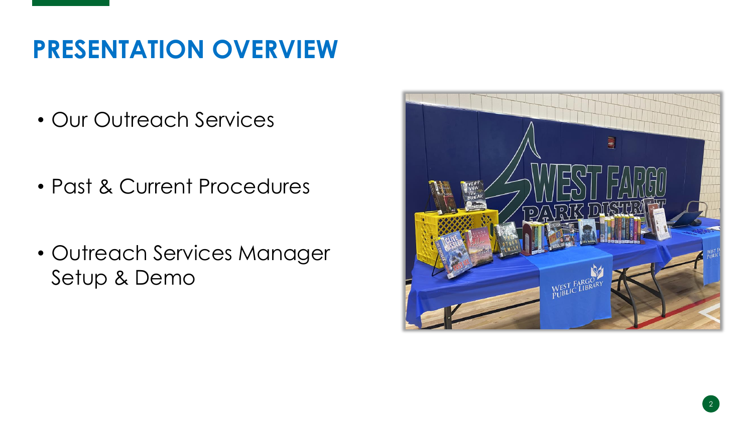# PRESENTATION OVERVIEW

- Our Outreach Services
- Past & Current Procedures
- Outreach Services Manager Setup & Demo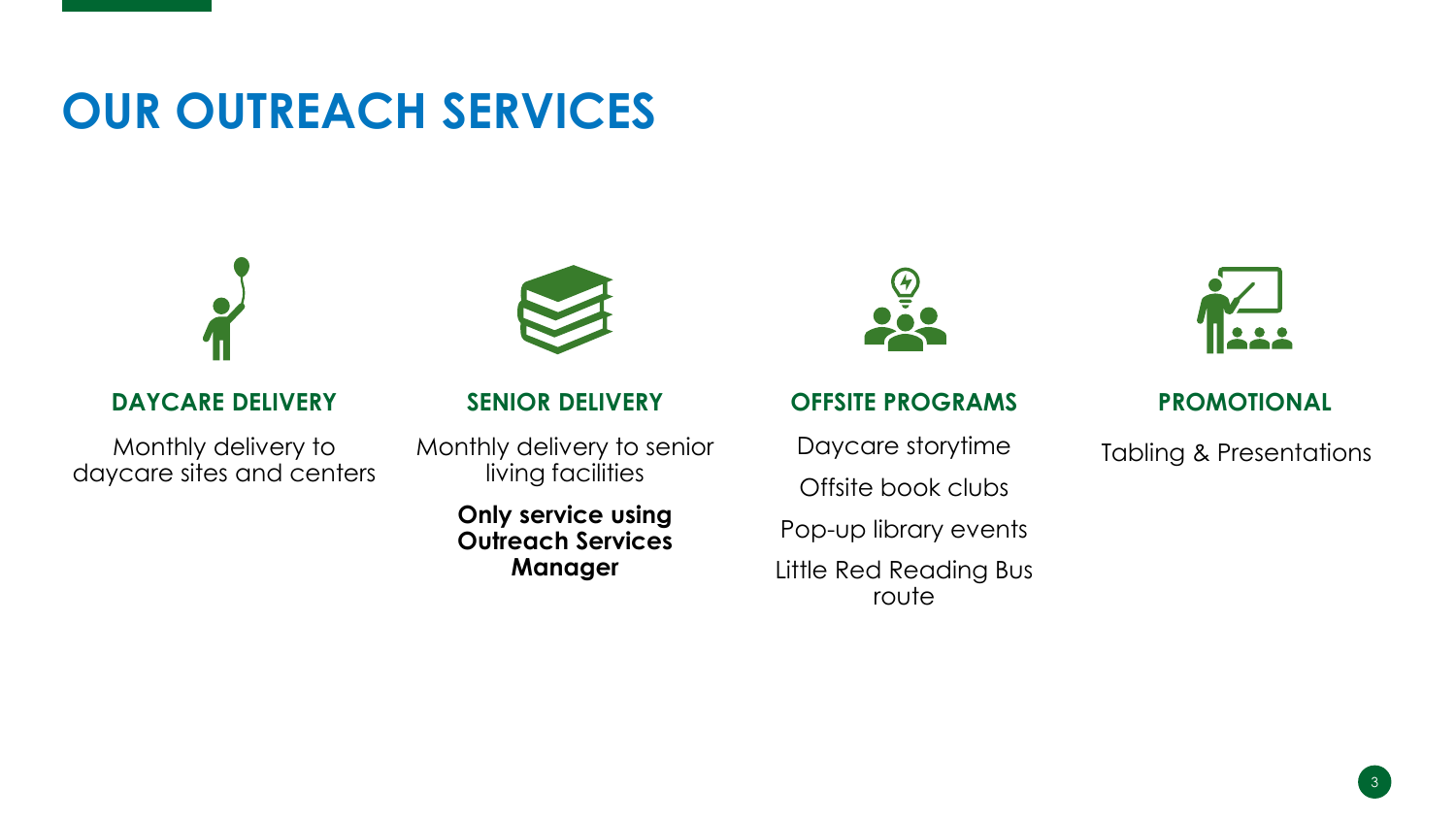# OUR OUTREACH SERVICES

### DAYCARE DELIVERY

Monthly delivery to daycare sites and centers

### SENIOR DELIVERY

Monthly delivery to senior living facilities

**Only service using Outreach Services Manager**

### OFFSITE PROGRAMS

Daycare storytime

Offsite book clubs

Pop-up library events

Little Red Reading Bus route

### PROMOTIONAL

Tabling & Presentations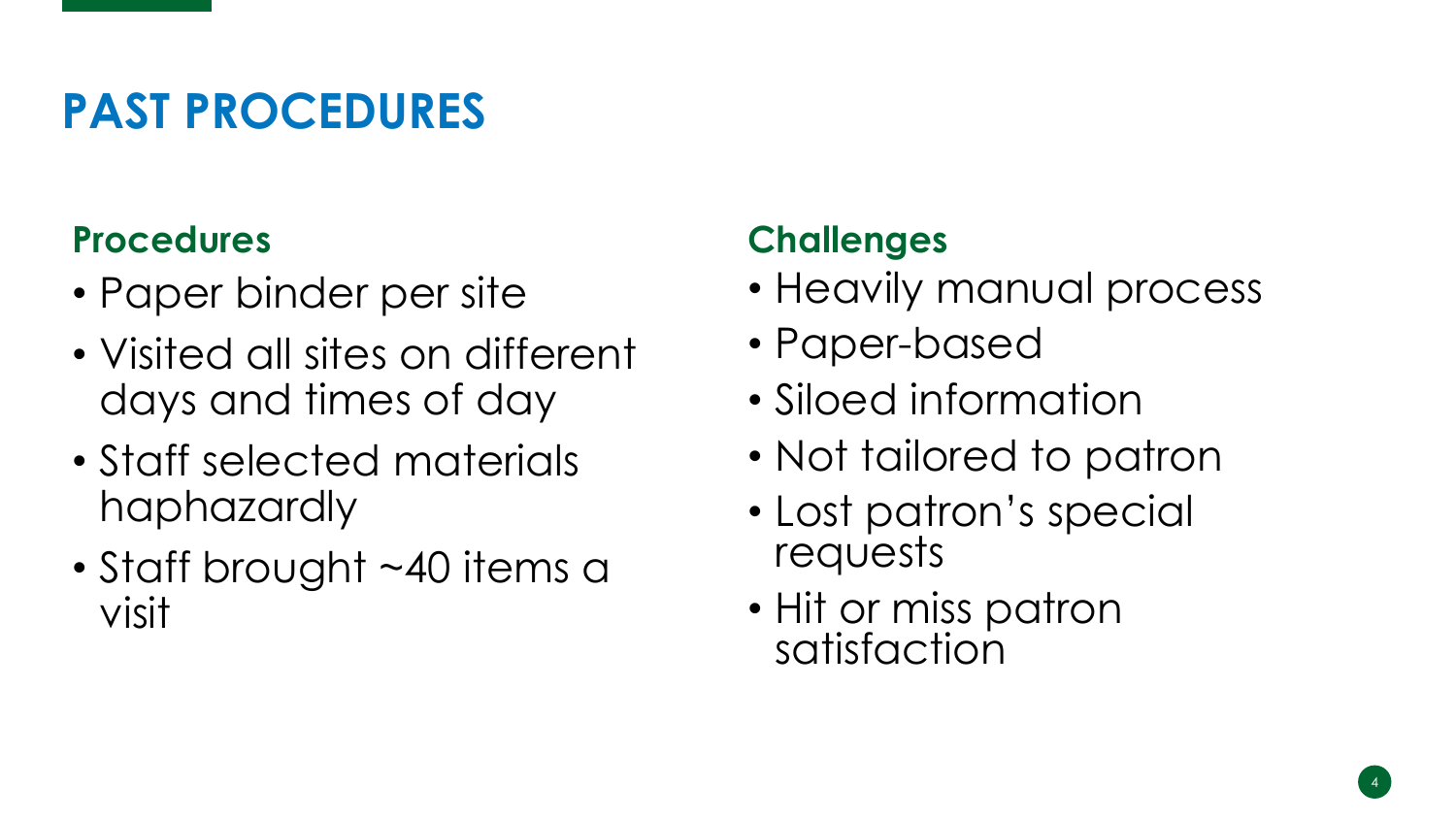# PAST PROCEDURES

### Procedures

- Paper binder per site
- Visited all sites on different days and times of day
- Staff selected materials haphazardly
- Staff brought ~40 items a visit

### Challenges

- Heavily manual process
- Paper-based
- Siloed information
- Not tailored to patron
- Lost patron's special requests
- Hit or miss patron satisfaction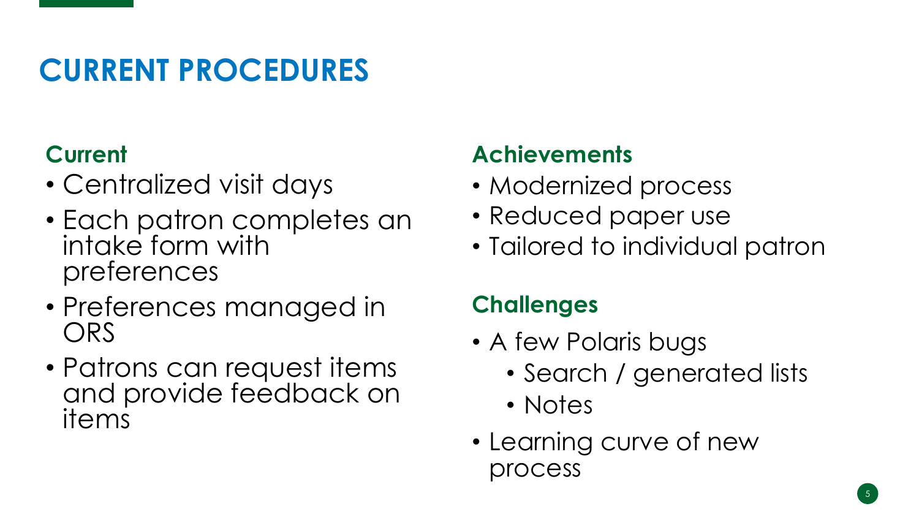# CURRENT PROCEDURES

### Current

- Centralized visit days
- Each patron completes an intake form with preferences
- Preferences managed in ORS
- Patrons can request items and provide feedback on items

### Achievements

- Modernized process
- Reduced paper use
- Tailored to individual patron

### Challenges

- A few Polaris bugs
  - Search / generated lists
  - Notes
- Learning curve of new process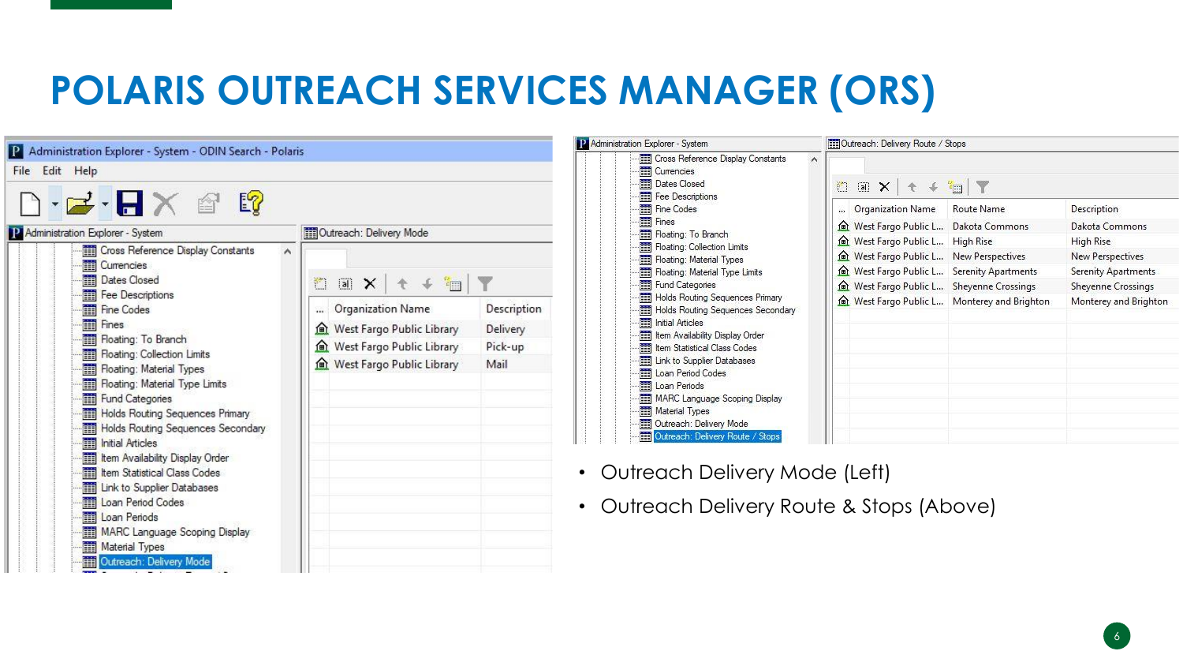# POLARIS OUTREACH SERVICES MANAGER (ORS)

Administration Explorer - System - ODIN Search - Polaris

File Edit Help

Administration Explorer - System

- Cross Reference Display Constants
- Currencies
- Dates Closed
- Fee Descriptions
- Fine Codes
- Fines
- Floating: To Branch
- Floating: Collection Limits
- Floating: Material Types
- Floating: Material Type Limits
- Fund Categories
- Holds Routing Sequences Primary
- Holds Routing Sequences Secondary
- Initial Articles
- Item Availability Display Order
- Item Statistical Class Codes
- Link to Supplier Databases
- Loan Period Codes
- Loan Periods
- MARC Language Scoping Display
- Material Types
- Outreach: Delivery Mode

Outreach: Delivery Mode

| ... | Organization Name | Description |
|---|---|---|
| | West Fargo Public Library | Delivery |
| | West Fargo Public Library | Pick-up |
| | West Fargo Public Library | Mail |

Administration Explorer - System

- Cross Reference Display Constants
- Currencies
- Dates Closed
- Fee Descriptions
- Fine Codes
- Fines
- Floating: To Branch
- Floating: Collection Limits
- Floating: Material Types
- Floating: Material Type Limits
- Fund Categories
- Holds Routing Sequences Primary
- Holds Routing Sequences Secondary
- Initial Articles
- Item Availability Display Order
- Item Statistical Class Codes
- Link to Supplier Databases
- Loan Period Codes
- Loan Periods
- MARC Language Scoping Display
- Material Types
- Outreach: Delivery Mode
- Outreach: Delivery Route / Stops

Outreach: Delivery Route / Stops

| ... | Organization Name | Route Name | Description |
|---|---|---|---|
| | West Fargo Public L... | Dakota Commons | Dakota Commons |
| | West Fargo Public L... | High Rise | High Rise |
| | West Fargo Public L... | New Perspectives | New Perspectives |
| | West Fargo Public L... | Serenity Apartments | Serenity Apartments |
| | West Fargo Public L... | Sheyenne Crossings | Sheyenne Crossings |
| | West Fargo Public L... | Monterey and Brighton | Monterey and Brighton |

- Outreach Delivery Mode (Left)
- Outreach Delivery Route & Stops (Above)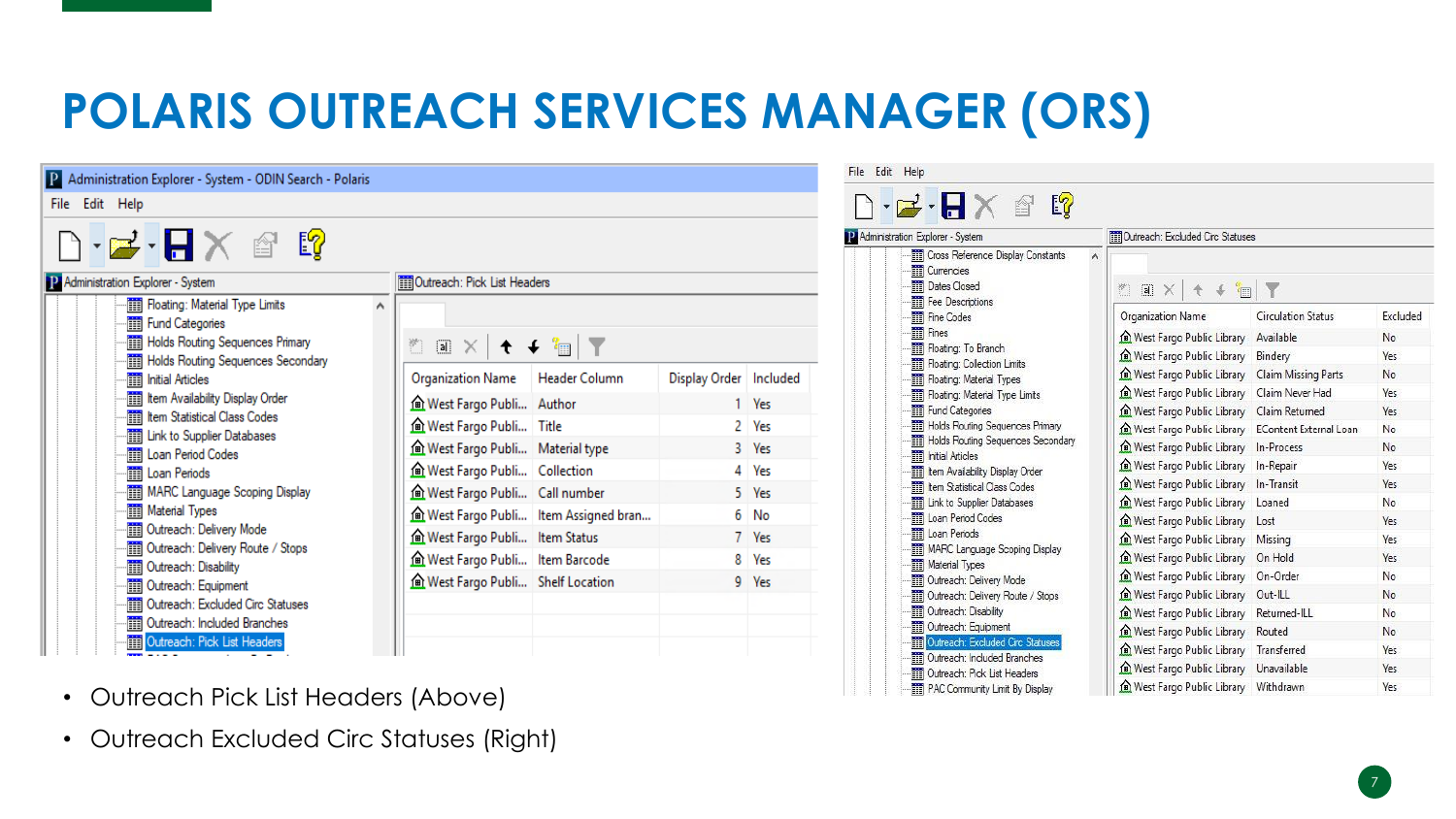# POLARIS OUTREACH SERVICES MANAGER (ORS)

Administration Explorer - System - ODIN Search - Polaris

File Edit Help

Administration Explorer - System

- Floating: Material Type Limits
- Fund Categories
- Holds Routing Sequences Primary
- Holds Routing Sequences Secondary
- Initial Articles
- Item Availability Display Order
- Item Statistical Class Codes
- Link to Supplier Databases
- Loan Period Codes
- Loan Periods
- MARC Language Scoping Display
- Material Types
- Outreach: Delivery Mode
- Outreach: Delivery Route / Stops
- Outreach: Disability
- Outreach: Equipment
- Outreach: Excluded Circ Statuses
- Outreach: Included Branches
- Outreach: Pick List Headers

Outreach: Pick List Headers

| Organization Name | Header Column | Display Order | Included |
|---|---|---|---|
| West Fargo Publi... | Author | 1 | Yes |
| West Fargo Publi... | Title | 2 | Yes |
| West Fargo Publi... | Material type | 3 | Yes |
| West Fargo Publi... | Collection | 4 | Yes |
| West Fargo Publi... | Call number | 5 | Yes |
| West Fargo Publi... | Item Assigned bran... | 6 | No |
| West Fargo Publi... | Item Status | 7 | Yes |
| West Fargo Publi... | Item Barcode | 8 | Yes |
| West Fargo Publi... | Shelf Location | 9 | Yes |

File Edit Help

Administration Explorer - System

- Cross Reference Display Constants
- Currencies
- Dates Closed
- Fee Descriptions
- Fine Codes
- Fines
- Floating: To Branch
- Floating: Collection Limits
- Floating: Material Types
- Floating: Material Type Limits
- Fund Categories
- Holds Routing Sequences Primary
- Holds Routing Sequences Secondary
- Initial Articles
- Item Availability Display Order
- Item Statistical Class Codes
- Link to Supplier Databases
- Loan Period Codes
- Loan Periods
- MARC Language Scoping Display
- Material Types
- Outreach: Delivery Mode
- Outreach: Delivery Route / Stops
- Outreach: Disability
- Outreach: Equipment
- Outreach: Excluded Circ Statuses
- Outreach: Included Branches
- Outreach: Pick List Headers
- PAC Community Limit By Display

Outreach: Excluded Circ Statuses

| Organization Name | Circulation Status | Excluded |
|---|---|---|
| West Fargo Public Library | Available | No |
| West Fargo Public Library | Bindery | Yes |
| West Fargo Public Library | Claim Missing Parts | No |
| West Fargo Public Library | Claim Never Had | Yes |
| West Fargo Public Library | Claim Returned | Yes |
| West Fargo Public Library | EContent External Loan | No |
| West Fargo Public Library | In-Process | No |
| West Fargo Public Library | In-Repair | Yes |
| West Fargo Public Library | In-Transit | Yes |
| West Fargo Public Library | Loaned | No |
| West Fargo Public Library | Lost | Yes |
| West Fargo Public Library | Missing | Yes |
| West Fargo Public Library | On Hold | Yes |
| West Fargo Public Library | On-Order | No |
| West Fargo Public Library | Out-ILL | No |
| West Fargo Public Library | Returned-ILL | No |
| West Fargo Public Library | Routed | No |
| West Fargo Public Library | Transferred | Yes |
| West Fargo Public Library | Unavailable | Yes |
| West Fargo Public Library | Withdrawn | Yes |

- Outreach Pick List Headers (Above)
- Outreach Excluded Circ Statuses (Right)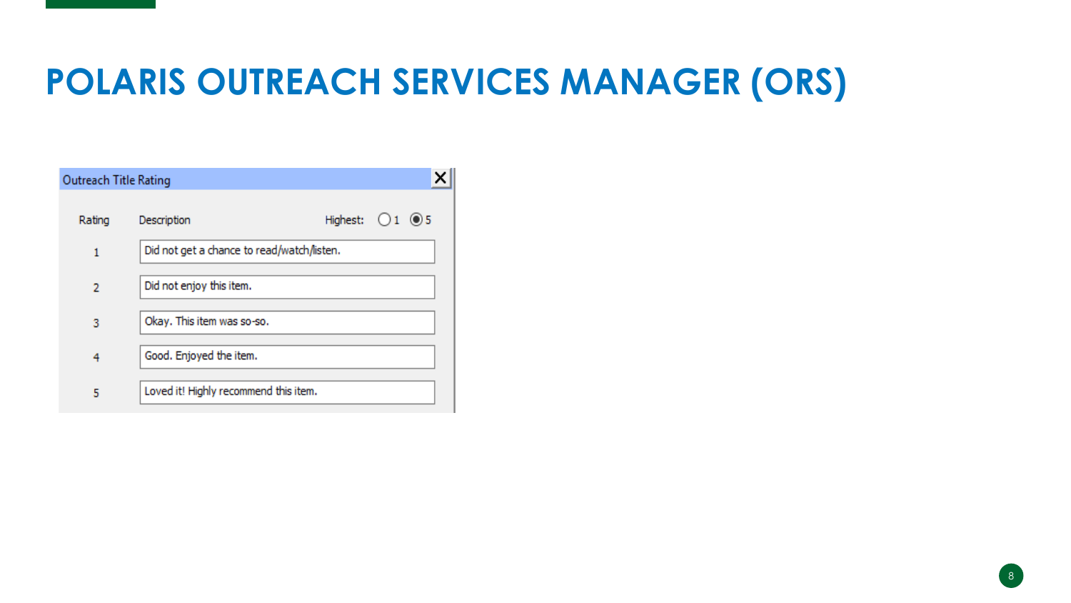# POLARIS OUTREACH SERVICES MANAGER (ORS)

Outreach Title Rating

Highest: ○ 1 ◉ 5

| Rating | Description |
| --- | --- |
| 1 | Did not get a chance to read/watch/listen. |
| 2 | Did not enjoy this item. |
| 3 | Okay. This item was so-so. |
| 4 | Good. Enjoyed the item. |
| 5 | Loved it! Highly recommend this item. |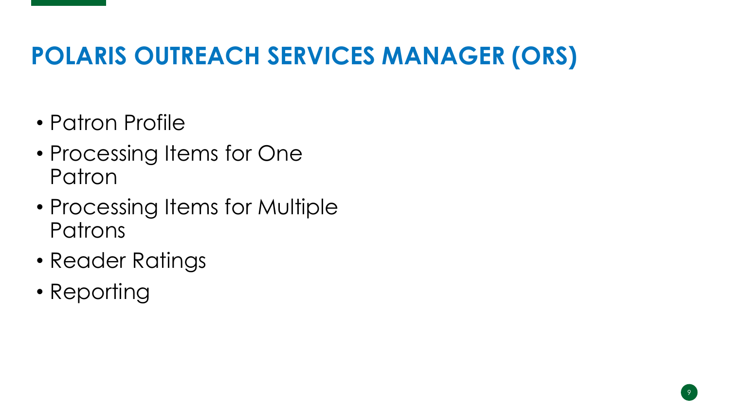# POLARIS OUTREACH SERVICES MANAGER (ORS)

- Patron Profile
- Processing Items for One Patron
- Processing Items for Multiple Patrons
- Reader Ratings
- Reporting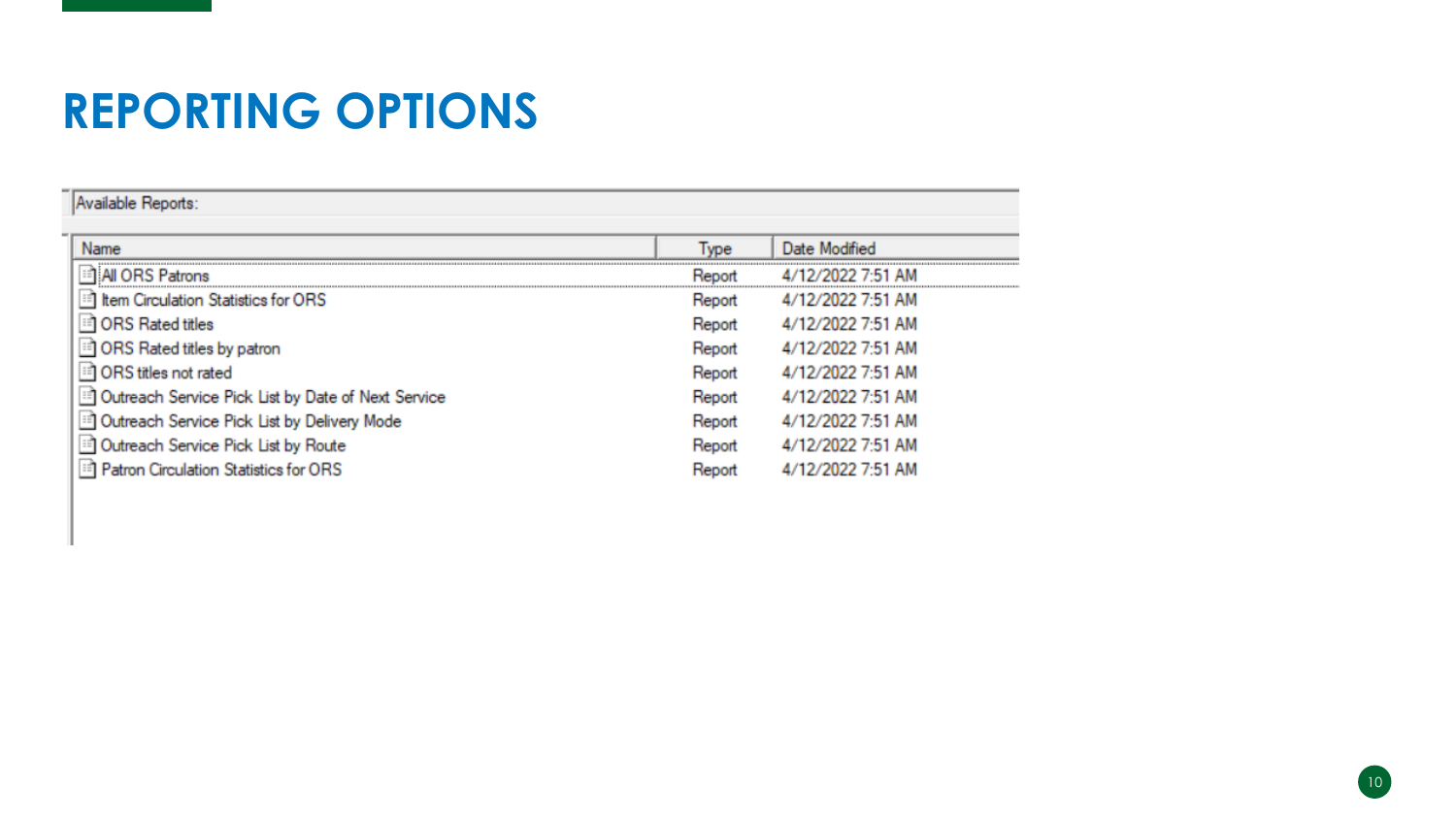# REPORTING OPTIONS

Available Reports:

| Name | Type | Date Modified |
| --- | --- | --- |
| All ORS Patrons | Report | 4/12/2022 7:51 AM |
| Item Circulation Statistics for ORS | Report | 4/12/2022 7:51 AM |
| ORS Rated titles | Report | 4/12/2022 7:51 AM |
| ORS Rated titles by patron | Report | 4/12/2022 7:51 AM |
| ORS titles not rated | Report | 4/12/2022 7:51 AM |
| Outreach Service Pick List by Date of Next Service | Report | 4/12/2022 7:51 AM |
| Outreach Service Pick List by Delivery Mode | Report | 4/12/2022 7:51 AM |
| Outreach Service Pick List by Route | Report | 4/12/2022 7:51 AM |
| Patron Circulation Statistics for ORS | Report | 4/12/2022 7:51 AM |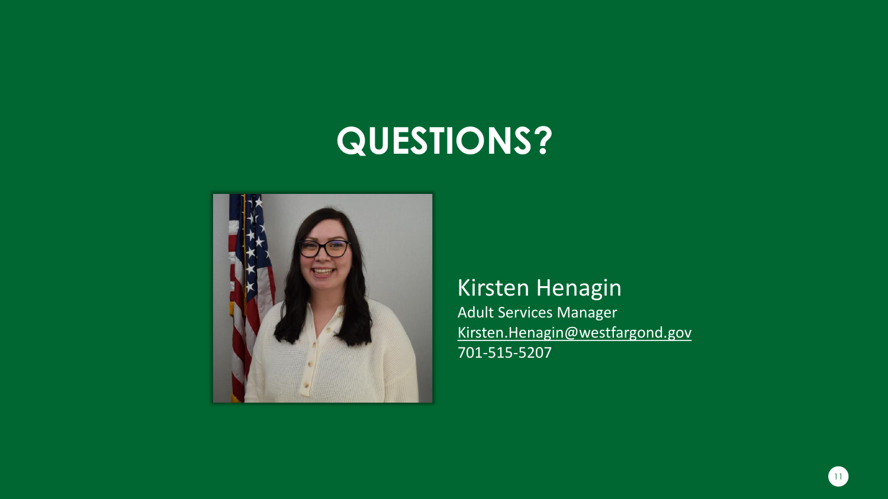# QUESTIONS?

Kirsten Henagin

Adult Services Manager

Kirsten.Henagin@westfargond.gov

701-515-5207